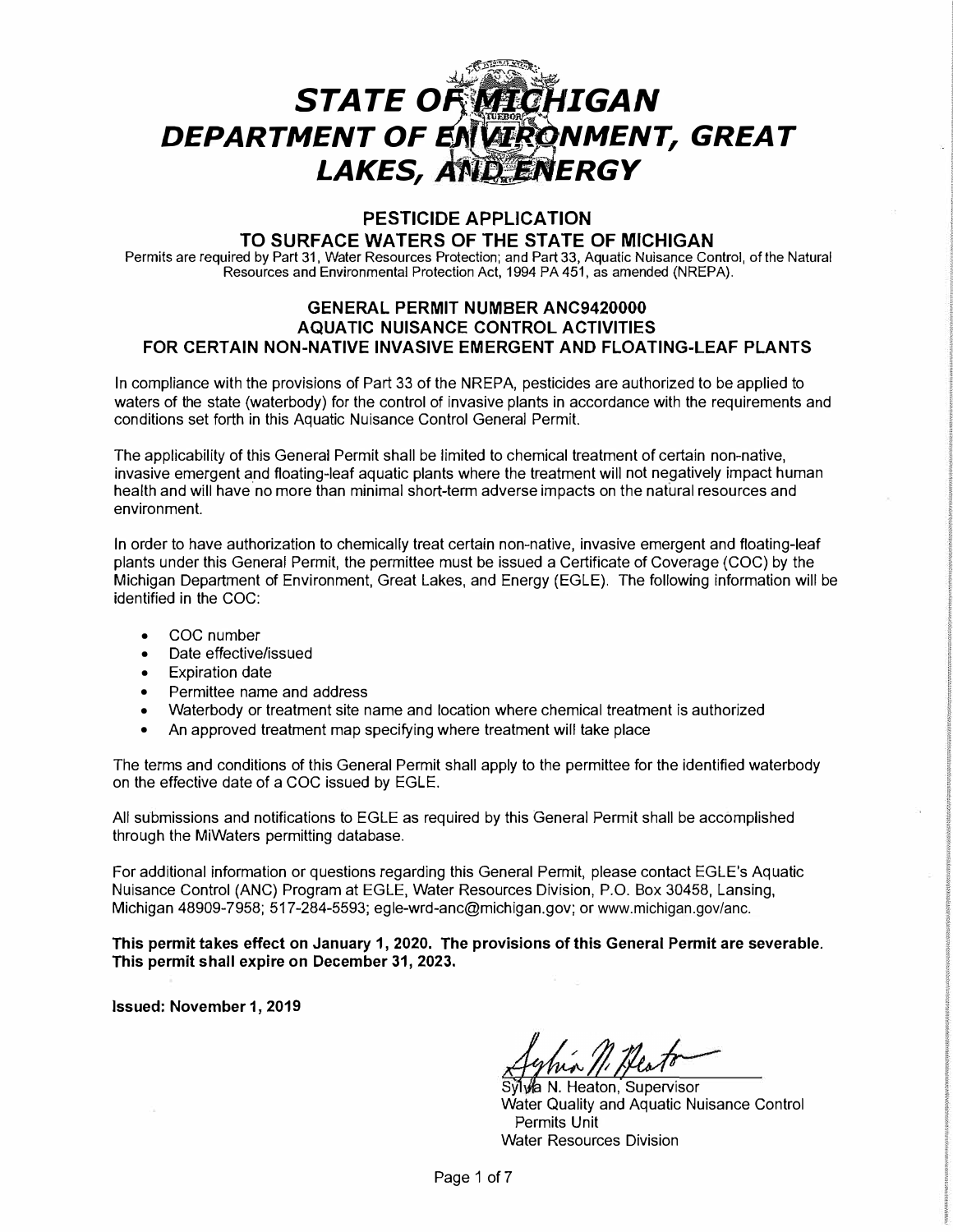# STATE OF MICHIGAN
# DEPARTMENT OF ENVIRONMENT, GREAT LAKES, AND ENERGY

## PESTICIDE APPLICATION TO SURFACE WATERS OF THE STATE OF MICHIGAN

Permits are required by Part 31, Water Resources Protection; and Part 33, Aquatic Nuisance Control, of the Natural Resources and Environmental Protection Act, 1994 PA 451, as amended (NREPA).

### GENERAL PERMIT NUMBER ANC9420000
### AQUATIC NUISANCE CONTROL ACTIVITIES
### FOR CERTAIN NON-NATIVE INVASIVE EMERGENT AND FLOATING-LEAF PLANTS

In compliance with the provisions of Part 33 of the NREPA, pesticides are authorized to be applied to waters of the state (waterbody) for the control of invasive plants in accordance with the requirements and conditions set forth in this Aquatic Nuisance Control General Permit.

The applicability of this General Permit shall be limited to chemical treatment of certain non-native, invasive emergent and floating-leaf aquatic plants where the treatment will not negatively impact human health and will have no more than minimal short-term adverse impacts on the natural resources and environment.

In order to have authorization to chemically treat certain non-native, invasive emergent and floating-leaf plants under this General Permit, the permittee must be issued a Certificate of Coverage (COC) by the Michigan Department of Environment, Great Lakes, and Energy (EGLE). The following information will be identified in the COC:

- COC number
- Date effective/issued
- Expiration date
- Permittee name and address
- Waterbody or treatment site name and location where chemical treatment is authorized
- An approved treatment map specifying where treatment will take place

The terms and conditions of this General Permit shall apply to the permittee for the identified waterbody on the effective date of a COC issued by EGLE.

All submissions and notifications to EGLE as required by this General Permit shall be accomplished through the MiWaters permitting database.

For additional information or questions regarding this General Permit, please contact EGLE's Aquatic Nuisance Control (ANC) Program at EGLE, Water Resources Division, P.O. Box 30458, Lansing, Michigan 48909-7958; 517-284-5593; egle-wrd-anc@michigan.gov; or www.michigan.gov/anc.

**This permit takes effect on January 1, 2020. The provisions of this General Permit are severable. This permit shall expire on December 31, 2023.**

**Issued: November 1, 2019**

Sylvia N. Heaton, Supervisor
Water Quality and Aquatic Nuisance Control Permits Unit
Water Resources Division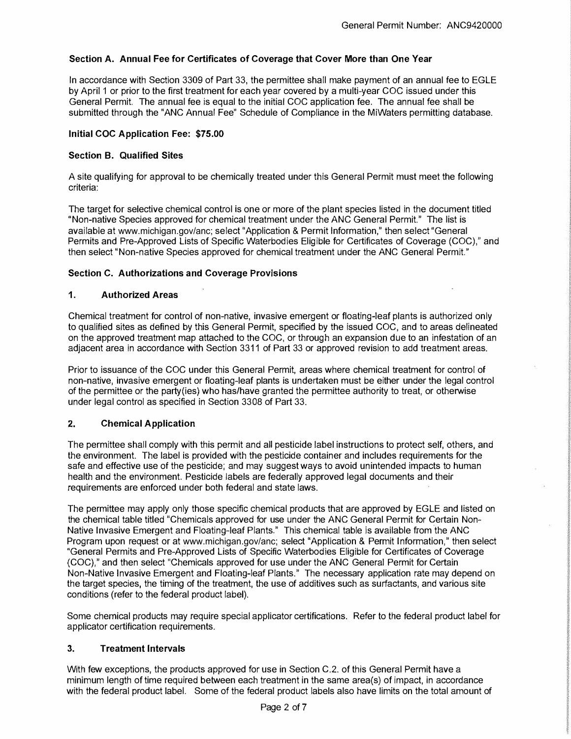### Section A. Annual Fee for Certificates of Coverage that Cover More than One Year

In accordance with Section 3309 of Part 33, the permittee shall make payment of an annual fee to EGLE by April 1 or prior to the first treatment for each year covered by a multi-year COC issued under this General Permit. The annual fee is equal to the initial COC application fee. The annual fee shall be submitted through the "ANC Annual Fee" Schedule of Compliance in the MiWaters permitting database.

**Initial COC Application Fee: $75.00**

### Section B. Qualified Sites

A site qualifying for approval to be chemically treated under this General Permit must meet the following criteria:

The target for selective chemical control is one or more of the plant species listed in the document titled "Non-native Species approved for chemical treatment under the ANC General Permit." The list is available at www.michigan.gov/anc; select "Application & Permit Information," then select "General Permits and Pre-Approved Lists of Specific Waterbodies Eligible for Certificates of Coverage (COC)," and then select "Non-native Species approved for chemical treatment under the ANC General Permit."

### Section C. Authorizations and Coverage Provisions

#### 1. Authorized Areas

Chemical treatment for control of non-native, invasive emergent or floating-leaf plants is authorized only to qualified sites as defined by this General Permit, specified by the issued COC, and to areas delineated on the approved treatment map attached to the COC, or through an expansion due to an infestation of an adjacent area in accordance with Section 3311 of Part 33 or approved revision to add treatment areas.

Prior to issuance of the COC under this General Permit, areas where chemical treatment for control of non-native, invasive emergent or floating-leaf plants is undertaken must be either under the legal control of the permittee or the party(ies) who has/have granted the permittee authority to treat, or otherwise under legal control as specified in Section 3308 of Part 33.

#### 2. Chemical Application

The permittee shall comply with this permit and all pesticide label instructions to protect self, others, and the environment. The label is provided with the pesticide container and includes requirements for the safe and effective use of the pesticide; and may suggest ways to avoid unintended impacts to human health and the environment. Pesticide labels are federally approved legal documents and their requirements are enforced under both federal and state laws.

The permittee may apply only those specific chemical products that are approved by EGLE and listed on the chemical table titled "Chemicals approved for use under the ANC General Permit for Certain Non-Native Invasive Emergent and Floating-leaf Plants." This chemical table is available from the ANC Program upon request or at www.michigan.gov/anc; select "Application & Permit Information," then select "General Permits and Pre-Approved Lists of Specific Waterbodies Eligible for Certificates of Coverage (COC)," and then select "Chemicals approved for use under the ANC General Permit for Certain Non-Native Invasive Emergent and Floating-leaf Plants." The necessary application rate may depend on the target species, the timing of the treatment, the use of additives such as surfactants, and various site conditions (refer to the federal product label).

Some chemical products may require special applicator certifications. Refer to the federal product label for applicator certification requirements.

#### 3. Treatment Intervals

With few exceptions, the products approved for use in Section C.2. of this General Permit have a minimum length of time required between each treatment in the same area(s) of impact, in accordance with the federal product label. Some of the federal product labels also have limits on the total amount of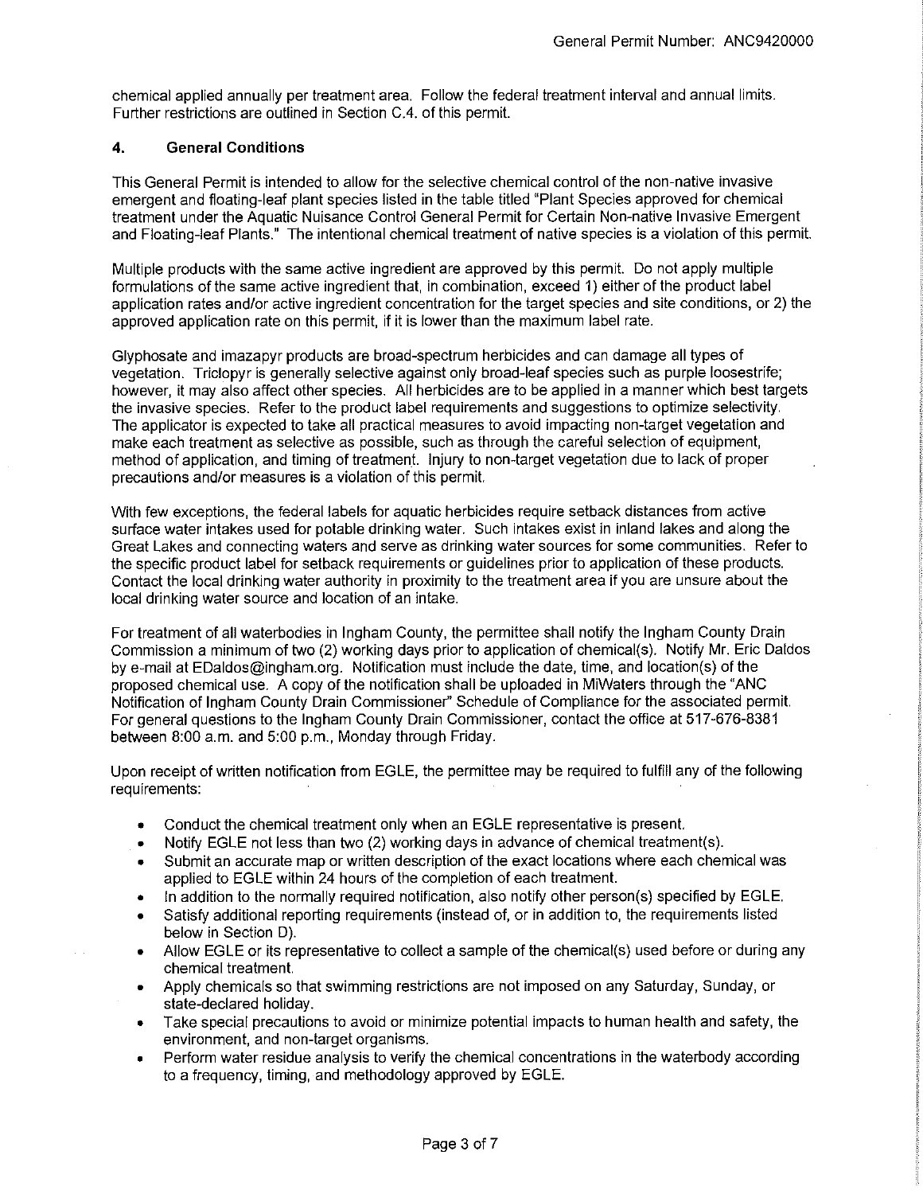chemical applied annually per treatment area. Follow the federal treatment interval and annual limits. Further restrictions are outlined in Section C.4. of this permit.

### 4. General Conditions

This General Permit is intended to allow for the selective chemical control of the non-native invasive emergent and floating-leaf plant species listed in the table titled "Plant Species approved for chemical treatment under the Aquatic Nuisance Control General Permit for Certain Non-native Invasive Emergent and Floating-leaf Plants." The intentional chemical treatment of native species is a violation of this permit.

Multiple products with the same active ingredient are approved by this permit. Do not apply multiple formulations of the same active ingredient that, in combination, exceed 1) either of the product label application rates and/or active ingredient concentration for the target species and site conditions, or 2) the approved application rate on this permit, if it is lower than the maximum label rate.

Glyphosate and imazapyr products are broad-spectrum herbicides and can damage all types of vegetation. Triclopyr is generally selective against only broad-leaf species such as purple loosestrife; however, it may also affect other species. All herbicides are to be applied in a manner which best targets the invasive species. Refer to the product label requirements and suggestions to optimize selectivity. The applicator is expected to take all practical measures to avoid impacting non-target vegetation and make each treatment as selective as possible, such as through the careful selection of equipment, method of application, and timing of treatment. Injury to non-target vegetation due to lack of proper precautions and/or measures is a violation of this permit.

With few exceptions, the federal labels for aquatic herbicides require setback distances from active surface water intakes used for potable drinking water. Such intakes exist in inland lakes and along the Great Lakes and connecting waters and serve as drinking water sources for some communities. Refer to the specific product label for setback requirements or guidelines prior to application of these products. Contact the local drinking water authority in proximity to the treatment area if you are unsure about the local drinking water source and location of an intake.

For treatment of all waterbodies in Ingham County, the permittee shall notify the Ingham County Drain Commission a minimum of two (2) working days prior to application of chemical(s). Notify Mr. Eric Daldos by e-mail at EDaldos@ingham.org. Notification must include the date, time, and location(s) of the proposed chemical use. A copy of the notification shall be uploaded in MiWaters through the "ANC Notification of Ingham County Drain Commissioner" Schedule of Compliance for the associated permit. For general questions to the Ingham County Drain Commissioner, contact the office at 517-676-8381 between 8:00 a.m. and 5:00 p.m., Monday through Friday.

Upon receipt of written notification from EGLE, the permittee may be required to fulfill any of the following requirements:

- Conduct the chemical treatment only when an EGLE representative is present.
- Notify EGLE not less than two (2) working days in advance of chemical treatment(s).
- Submit an accurate map or written description of the exact locations where each chemical was applied to EGLE within 24 hours of the completion of each treatment.
- In addition to the normally required notification, also notify other person(s) specified by EGLE.
- Satisfy additional reporting requirements (instead of, or in addition to, the requirements listed below in Section D).
- Allow EGLE or its representative to collect a sample of the chemical(s) used before or during any chemical treatment.
- Apply chemicals so that swimming restrictions are not imposed on any Saturday, Sunday, or state-declared holiday.
- Take special precautions to avoid or minimize potential impacts to human health and safety, the environment, and non-target organisms.
- Perform water residue analysis to verify the chemical concentrations in the waterbody according to a frequency, timing, and methodology approved by EGLE.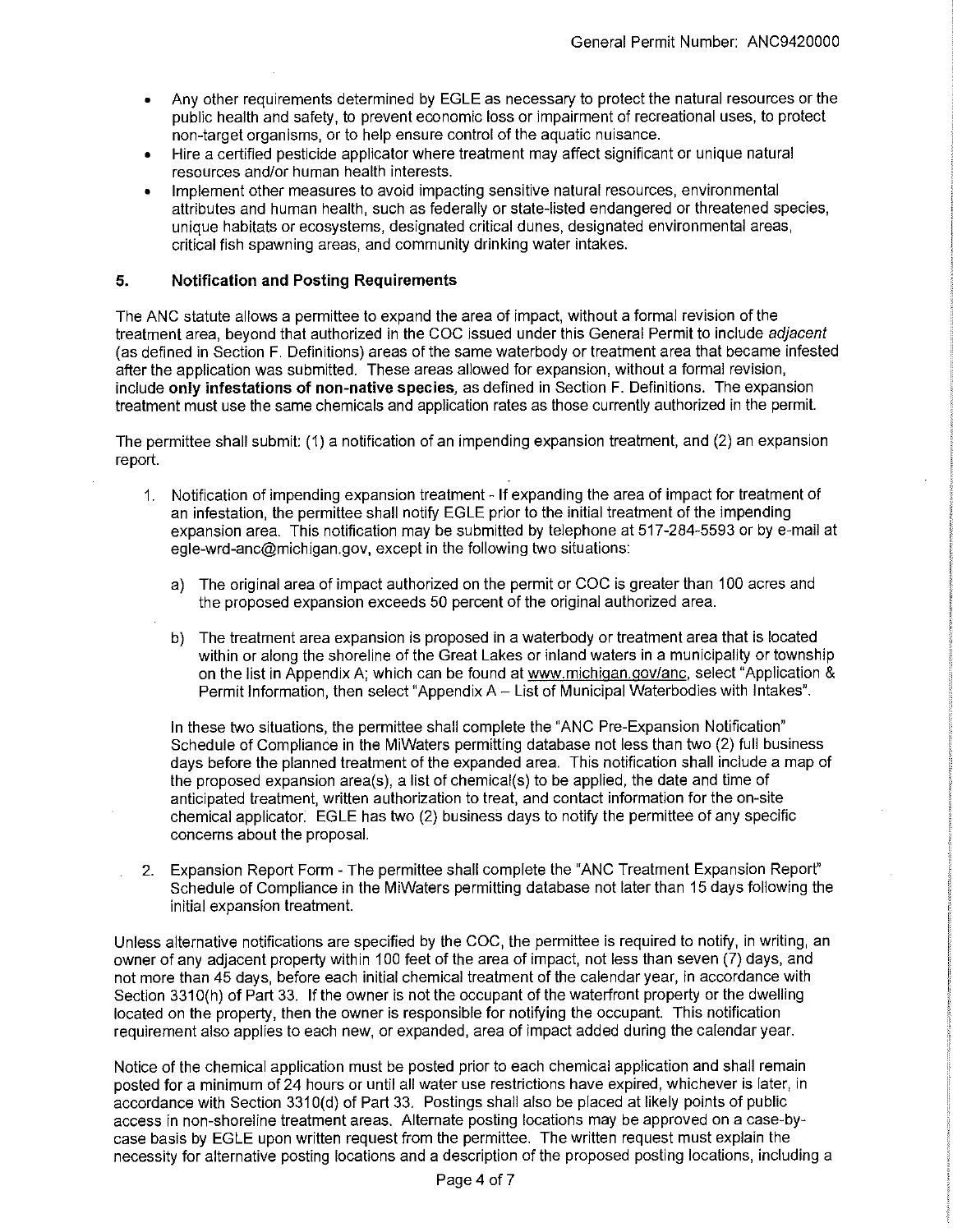- Any other requirements determined by EGLE as necessary to protect the natural resources or the public health and safety, to prevent economic loss or impairment of recreational uses, to protect non-target organisms, or to help ensure control of the aquatic nuisance.
- Hire a certified pesticide applicator where treatment may affect significant or unique natural resources and/or human health interests.
- Implement other measures to avoid impacting sensitive natural resources, environmental attributes and human health, such as federally or state-listed endangered or threatened species, unique habitats or ecosystems, designated critical dunes, designated environmental areas, critical fish spawning areas, and community drinking water intakes.

## 5. Notification and Posting Requirements

The ANC statute allows a permittee to expand the area of impact, without a formal revision of the treatment area, beyond that authorized in the COC issued under this General Permit to include *adjacent* (as defined in Section F. Definitions) areas of the same waterbody or treatment area that became infested after the application was submitted. These areas allowed for expansion, without a formal revision, include **only infestations of non-native species**, as defined in Section F. Definitions. The expansion treatment must use the same chemicals and application rates as those currently authorized in the permit.

The permittee shall submit: (1) a notification of an impending expansion treatment, and (2) an expansion report.

1. Notification of impending expansion treatment - If expanding the area of impact for treatment of an infestation, the permittee shall notify EGLE prior to the initial treatment of the impending expansion area. This notification may be submitted by telephone at 517-284-5593 or by e-mail at egle-wrd-anc@michigan.gov, except in the following two situations:

   a) The original area of impact authorized on the permit or COC is greater than 100 acres and the proposed expansion exceeds 50 percent of the original authorized area.

   b) The treatment area expansion is proposed in a waterbody or treatment area that is located within or along the shoreline of the Great Lakes or inland waters in a municipality or township on the list in Appendix A; which can be found at www.michigan.gov/anc, select "Application & Permit Information, then select "Appendix A – List of Municipal Waterbodies with Intakes".

   In these two situations, the permittee shall complete the "ANC Pre-Expansion Notification" Schedule of Compliance in the MiWaters permitting database not less than two (2) full business days before the planned treatment of the expanded area. This notification shall include a map of the proposed expansion area(s), a list of chemical(s) to be applied, the date and time of anticipated treatment, written authorization to treat, and contact information for the on-site chemical applicator. EGLE has two (2) business days to notify the permittee of any specific concerns about the proposal.

2. Expansion Report Form - The permittee shall complete the "ANC Treatment Expansion Report" Schedule of Compliance in the MiWaters permitting database not later than 15 days following the initial expansion treatment.

Unless alternative notifications are specified by the COC, the permittee is required to notify, in writing, an owner of any adjacent property within 100 feet of the area of impact, not less than seven (7) days, and not more than 45 days, before each initial chemical treatment of the calendar year, in accordance with Section 3310(h) of Part 33. If the owner is not the occupant of the waterfront property or the dwelling located on the property, then the owner is responsible for notifying the occupant. This notification requirement also applies to each new, or expanded, area of impact added during the calendar year.

Notice of the chemical application must be posted prior to each chemical application and shall remain posted for a minimum of 24 hours or until all water use restrictions have expired, whichever is later, in accordance with Section 3310(d) of Part 33. Postings shall also be placed at likely points of public access in non-shoreline treatment areas. Alternate posting locations may be approved on a case-by-case basis by EGLE upon written request from the permittee. The written request must explain the necessity for alternative posting locations and a description of the proposed posting locations, including a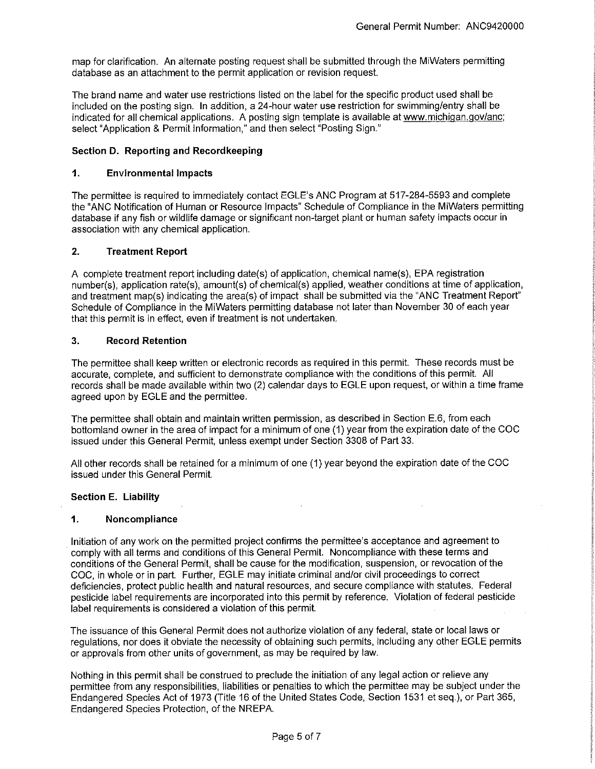map for clarification. An alternate posting request shall be submitted through the MiWaters permitting database as an attachment to the permit application or revision request.

The brand name and water use restrictions listed on the label for the specific product used shall be included on the posting sign. In addition, a 24-hour water use restriction for swimming/entry shall be indicated for all chemical applications. A posting sign template is available at www.michigan.gov/anc; select "Application & Permit Information," and then select "Posting Sign."

### Section D. Reporting and Recordkeeping

#### 1. Environmental Impacts

The permittee is required to immediately contact EGLE's ANC Program at 517-284-5593 and complete the "ANC Notification of Human or Resource Impacts" Schedule of Compliance in the MiWaters permitting database if any fish or wildlife damage or significant non-target plant or human safety impacts occur in association with any chemical application.

#### 2. Treatment Report

A complete treatment report including date(s) of application, chemical name(s), EPA registration number(s), application rate(s), amount(s) of chemical(s) applied, weather conditions at time of application, and treatment map(s) indicating the area(s) of impact shall be submitted via the "ANC Treatment Report" Schedule of Compliance in the MiWaters permitting database not later than November 30 of each year that this permit is in effect, even if treatment is not undertaken.

#### 3. Record Retention

The permittee shall keep written or electronic records as required in this permit. These records must be accurate, complete, and sufficient to demonstrate compliance with the conditions of this permit. All records shall be made available within two (2) calendar days to EGLE upon request, or within a time frame agreed upon by EGLE and the permittee.

The permittee shall obtain and maintain written permission, as described in Section E.6, from each bottomland owner in the area of impact for a minimum of one (1) year from the expiration date of the COC issued under this General Permit, unless exempt under Section 3308 of Part 33.

All other records shall be retained for a minimum of one (1) year beyond the expiration date of the COC issued under this General Permit.

### Section E. Liability

#### 1. Noncompliance

Initiation of any work on the permitted project confirms the permittee's acceptance and agreement to comply with all terms and conditions of this General Permit. Noncompliance with these terms and conditions of the General Permit, shall be cause for the modification, suspension, or revocation of the COC, in whole or in part. Further, EGLE may initiate criminal and/or civil proceedings to correct deficiencies, protect public health and natural resources, and secure compliance with statutes. Federal pesticide label requirements are incorporated into this permit by reference. Violation of federal pesticide label requirements is considered a violation of this permit.

The issuance of this General Permit does not authorize violation of any federal, state or local laws or regulations, nor does it obviate the necessity of obtaining such permits, including any other EGLE permits or approvals from other units of government, as may be required by law.

Nothing in this permit shall be construed to preclude the initiation of any legal action or relieve any permittee from any responsibilities, liabilities or penalties to which the permittee may be subject under the Endangered Species Act of 1973 (Title 16 of the United States Code, Section 1531 et seq.), or Part 365, Endangered Species Protection, of the NREPA.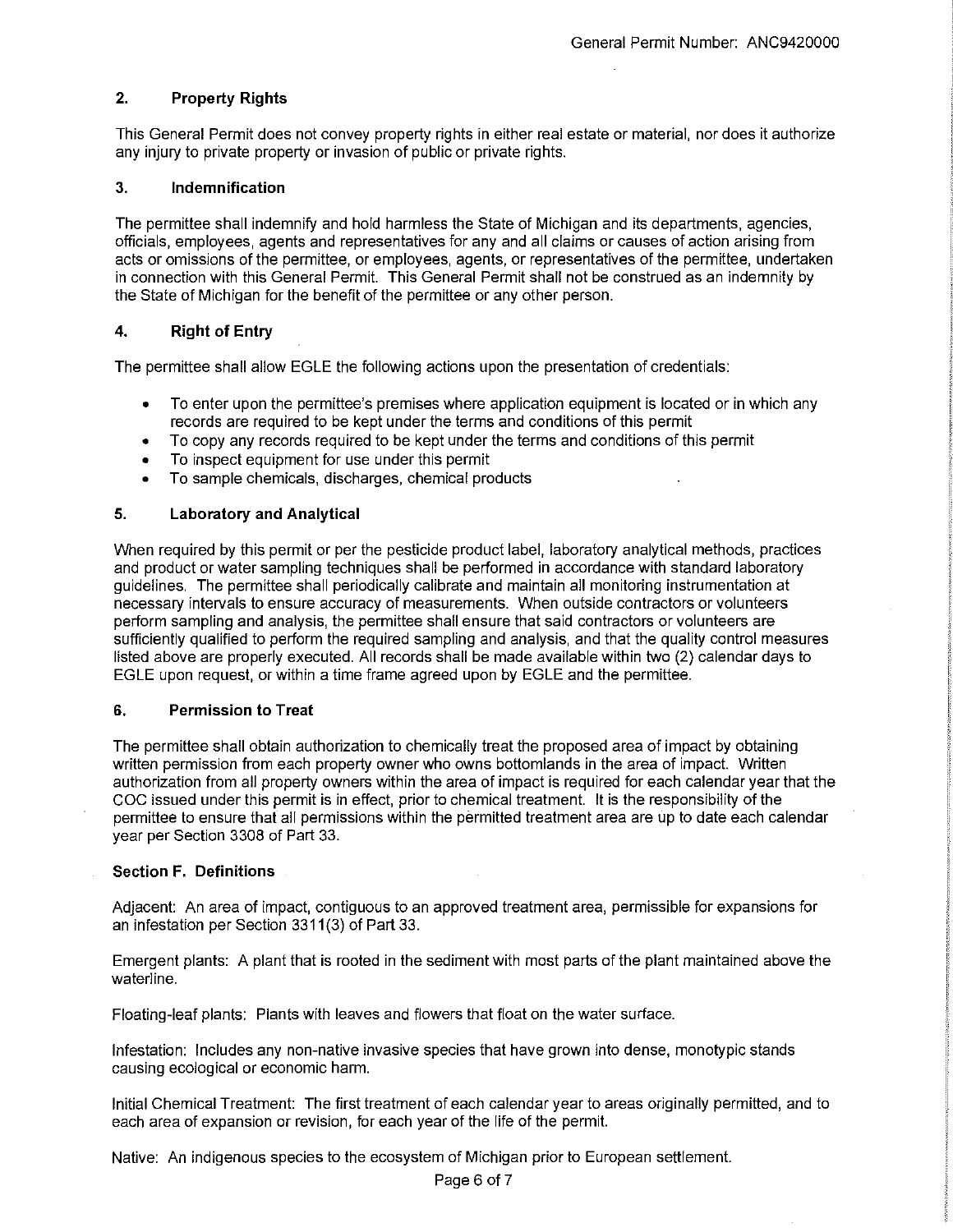### 2. Property Rights

This General Permit does not convey property rights in either real estate or material, nor does it authorize any injury to private property or invasion of public or private rights.

### 3. Indemnification

The permittee shall indemnify and hold harmless the State of Michigan and its departments, agencies, officials, employees, agents and representatives for any and all claims or causes of action arising from acts or omissions of the permittee, or employees, agents, or representatives of the permittee, undertaken in connection with this General Permit. This General Permit shall not be construed as an indemnity by the State of Michigan for the benefit of the permittee or any other person.

### 4. Right of Entry

The permittee shall allow EGLE the following actions upon the presentation of credentials:

- To enter upon the permittee's premises where application equipment is located or in which any records are required to be kept under the terms and conditions of this permit
- To copy any records required to be kept under the terms and conditions of this permit
- To inspect equipment for use under this permit
- To sample chemicals, discharges, chemical products

### 5. Laboratory and Analytical

When required by this permit or per the pesticide product label, laboratory analytical methods, practices and product or water sampling techniques shall be performed in accordance with standard laboratory guidelines. The permittee shall periodically calibrate and maintain all monitoring instrumentation at necessary intervals to ensure accuracy of measurements. When outside contractors or volunteers perform sampling and analysis, the permittee shall ensure that said contractors or volunteers are sufficiently qualified to perform the required sampling and analysis, and that the quality control measures listed above are properly executed. All records shall be made available within two (2) calendar days to EGLE upon request, or within a time frame agreed upon by EGLE and the permittee.

### 6. Permission to Treat

The permittee shall obtain authorization to chemically treat the proposed area of impact by obtaining written permission from each property owner who owns bottomlands in the area of impact. Written authorization from all property owners within the area of impact is required for each calendar year that the COC issued under this permit is in effect, prior to chemical treatment. It is the responsibility of the permittee to ensure that all permissions within the permitted treatment area are up to date each calendar year per Section 3308 of Part 33.

## Section F. Definitions

Adjacent: An area of impact, contiguous to an approved treatment area, permissible for expansions for an infestation per Section 3311(3) of Part 33.

Emergent plants: A plant that is rooted in the sediment with most parts of the plant maintained above the waterline.

Floating-leaf plants: Plants with leaves and flowers that float on the water surface.

Infestation: Includes any non-native invasive species that have grown into dense, monotypic stands causing ecological or economic harm.

Initial Chemical Treatment: The first treatment of each calendar year to areas originally permitted, and to each area of expansion or revision, for each year of the life of the permit.

Native: An indigenous species to the ecosystem of Michigan prior to European settlement.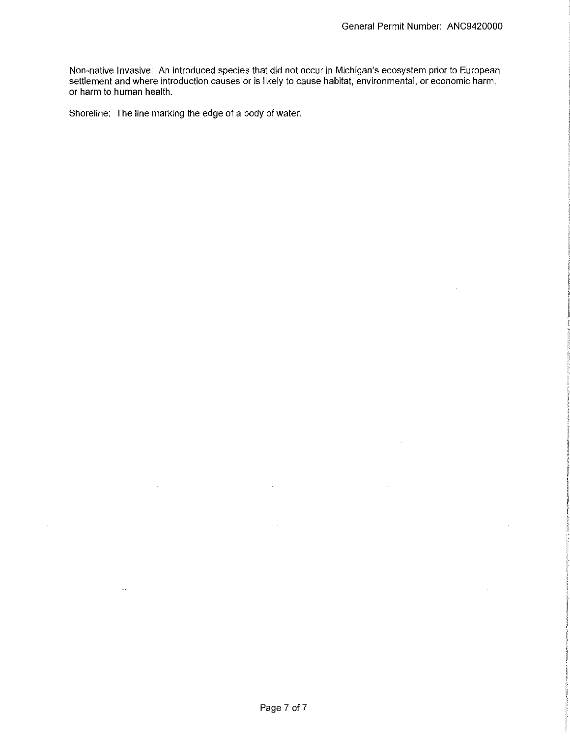Non-native Invasive: An introduced species that did not occur in Michigan's ecosystem prior to European settlement and where introduction causes or is likely to cause habitat, environmental, or economic harm, or harm to human health.

Shoreline: The line marking the edge of a body of water.